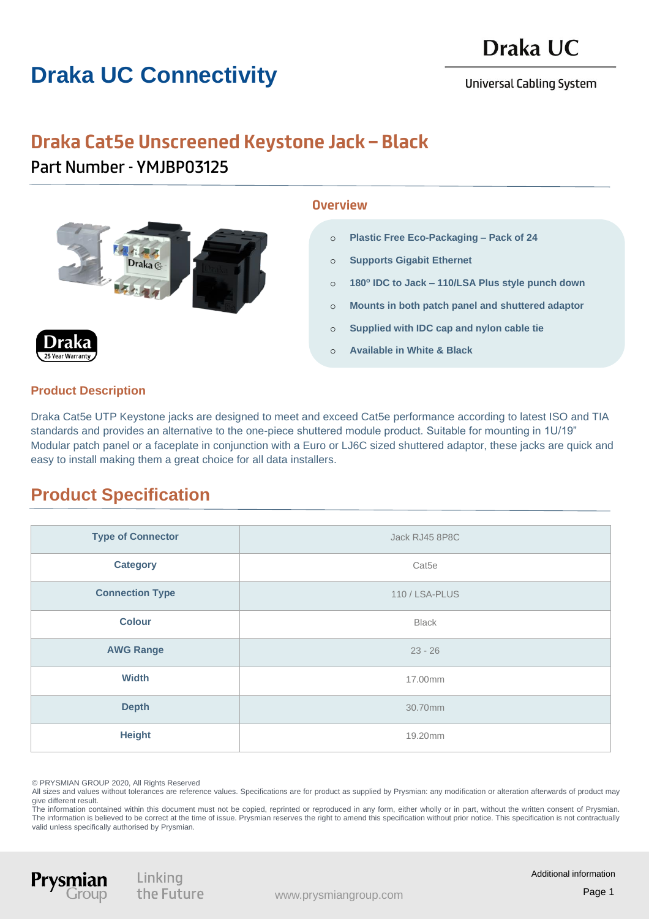# Draka UC Connectivity

Draka UC

Universal Cabling System

## Draka Cat5e Unscreened Keystone Jack – Black

Part Number - YMJBP03125

### Overview

- Plastic Free Eco-Packaging – Pack of 24
- Supports Gigabit Ethernet
- 180° IDC to Jack – 110/LSA Plus style punch down
- Mounts in both patch panel and shuttered adaptor
- Supplied with IDC cap and nylon cable tie
- Available in White & Black

### Product Description

Draka Cat5e UTP Keystone jacks are designed to meet and exceed Cat5e performance according to latest ISO and TIA standards and provides an alternative to the one-piece shuttered module product. Suitable for mounting in 1U/19" Modular patch panel or a faceplate in conjunction with a Euro or LJ6C sized shuttered adaptor, these jacks are quick and easy to install making them a great choice for all data installers.

## Product Specification

| | |
|---|---|
| **Type of Connector** | Jack RJ45 8P8C |
| **Category** | Cat5e |
| **Connection Type** | 110 / LSA-PLUS |
| **Colour** | Black |
| **AWG Range** | 23 - 26 |
| **Width** | 17.00mm |
| **Depth** | 30.70mm |
| **Height** | 19.20mm |

© PRYSMIAN GROUP 2020, All Rights Reserved
All sizes and values without tolerances are reference values. Specifications are for product as supplied by Prysmian: any modification or alteration afterwards of product may give different result.
The information contained within this document must not be copied, reprinted or reproduced in any form, either wholly or in part, without the written consent of Prysmian. The information is believed to be correct at the time of issue. Prysmian reserves the right to amend this specification without prior notice. This specification is not contractually valid unless specifically authorised by Prysmian.

Additional information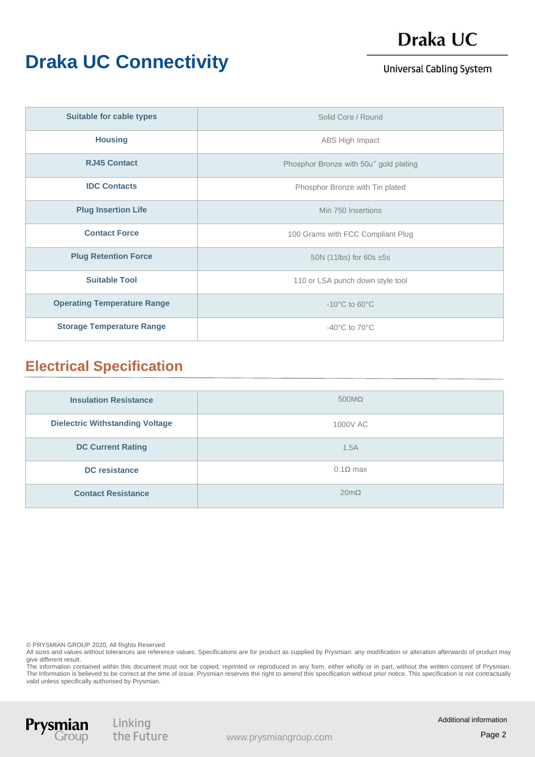# Draka UC Connectivity

Draka UC

Universal Cabling System

| Suitable for cable types | Solid Core / Round |
|---|---|
| Housing | ABS High Impact |
| RJ45 Contact | Phosphor Bronze with 50u" gold plating |
| IDC Contacts | Phosphor Bronze with Tin plated |
| Plug Insertion Life | Min 750 Insertions |
| Contact Force | 100 Grams with FCC Compliant Plug |
| Plug Retention Force | 50N (11lbs) for 60s ±5s |
| Suitable Tool | 110 or LSA punch down style tool |
| Operating Temperature Range | -10°C to 60°C |
| Storage Temperature Range | -40°C to 70°C |

## Electrical Specification

| Insulation Resistance | 500MΩ |
|---|---|
| Dielectric Withstanding Voltage | 1000V AC |
| DC Current Rating | 1.5A |
| DC resistance | 0.1Ω max |
| Contact Resistance | 20mΩ |

© PRYSMIAN GROUP 2020, All Rights Reserved
All sizes and values without tolerances are reference values. Specifications are for product as supplied by Prysmian: any modification or alteration afterwards of product may give different result.
The information contained within this document must not be copied, reprinted or reproduced in any form, either wholly or in part, without the written consent of Prysmian. The information is believed to be correct at the time of issue. Prysmian reserves the right to amend this specification without prior notice. This specification is not contractually valid unless specifically authorised by Prysmian.

Prysmian Group — Linking the Future — www.prysmiangroup.com — Additional information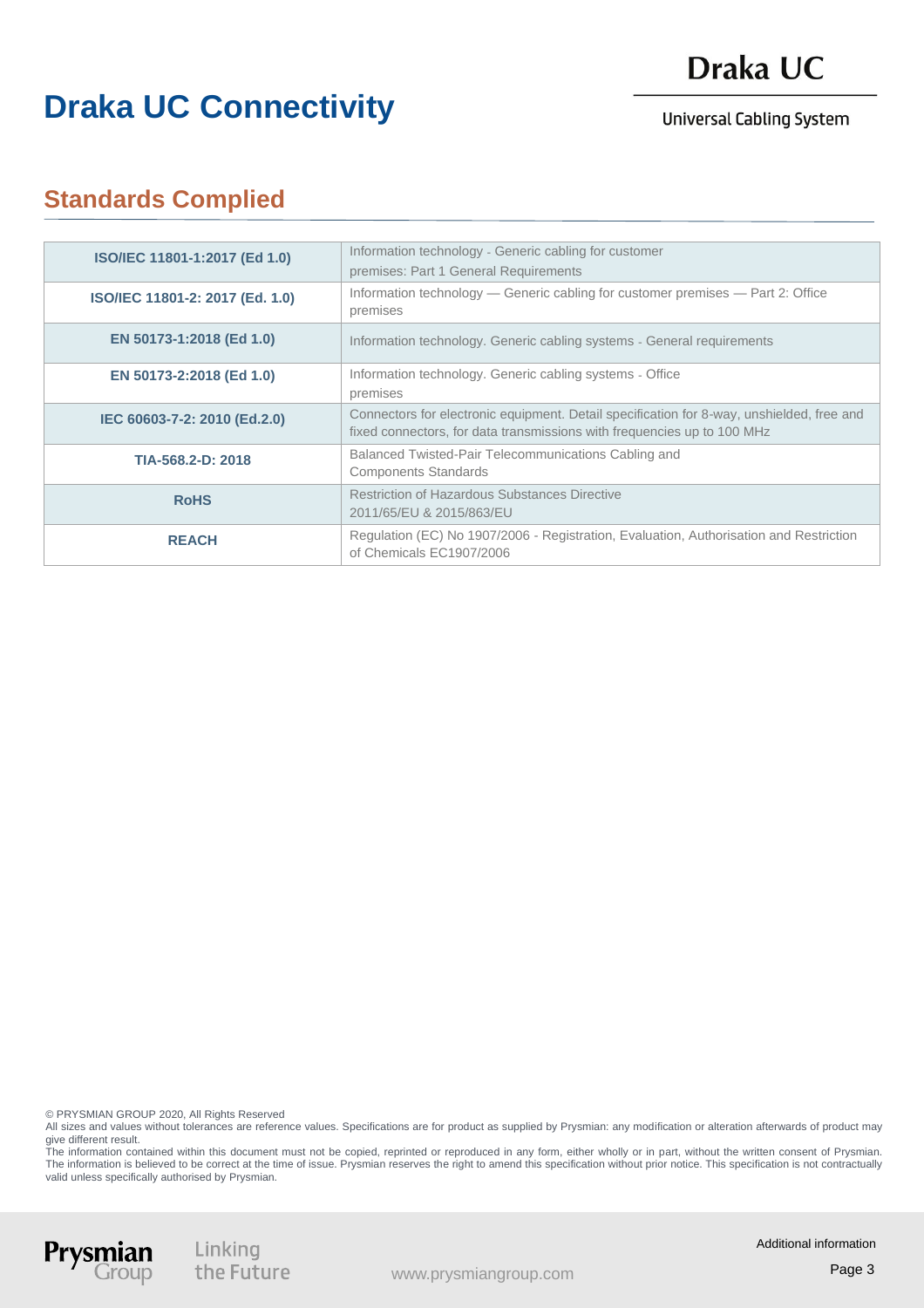# Draka UC Connectivity

Draka UC

Universal Cabling System

## Standards Complied

| Standard | Description |
| --- | --- |
| **ISO/IEC 11801-1:2017 (Ed 1.0)** | Information technology - Generic cabling for customer premises: Part 1 General Requirements |
| **ISO/IEC 11801-2: 2017 (Ed. 1.0)** | Information technology — Generic cabling for customer premises — Part 2: Office premises |
| **EN 50173-1:2018 (Ed 1.0)** | Information technology. Generic cabling systems - General requirements |
| **EN 50173-2:2018 (Ed 1.0)** | Information technology. Generic cabling systems - Office premises |
| **IEC 60603-7-2: 2010 (Ed.2.0)** | Connectors for electronic equipment. Detail specification for 8-way, unshielded, free and fixed connectors, for data transmissions with frequencies up to 100 MHz |
| **TIA-568.2-D: 2018** | Balanced Twisted-Pair Telecommunications Cabling and Components Standards |
| **RoHS** | Restriction of Hazardous Substances Directive 2011/65/EU & 2015/863/EU |
| **REACH** | Regulation (EC) No 1907/2006 - Registration, Evaluation, Authorisation and Restriction of Chemicals EC1907/2006 |

© PRYSMIAN GROUP 2020, All Rights Reserved
All sizes and values without tolerances are reference values. Specifications are for product as supplied by Prysmian: any modification or alteration afterwards of product may give different result.
The information contained within this document must not be copied, reprinted or reproduced in any form, either wholly or in part, without the written consent of Prysmian. The information is believed to be correct at the time of issue. Prysmian reserves the right to amend this specification without prior notice. This specification is not contractually valid unless specifically authorised by Prysmian.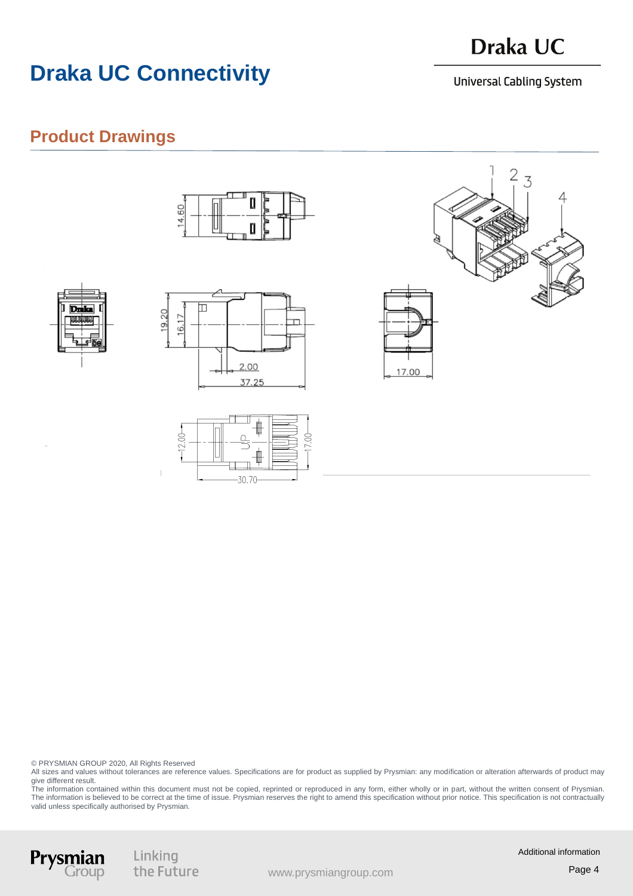# Draka UC Connectivity

## Product Drawings

14.60

19.20

16.17

2.00

37.25

17.00

12.00

17.00

30.70

UP

1 2 3 4

© PRYSMIAN GROUP 2020, All Rights Reserved
All sizes and values without tolerances are reference values. Specifications are for product as supplied by Prysmian: any modification or alteration afterwards of product may give different result.
The information contained within this document must not be copied, reprinted or reproduced in any form, either wholly or in part, without the written consent of Prysmian. The information is believed to be correct at the time of issue. Prysmian reserves the right to amend this specification without prior notice. This specification is not contractually valid unless specifically authorised by Prysmian.